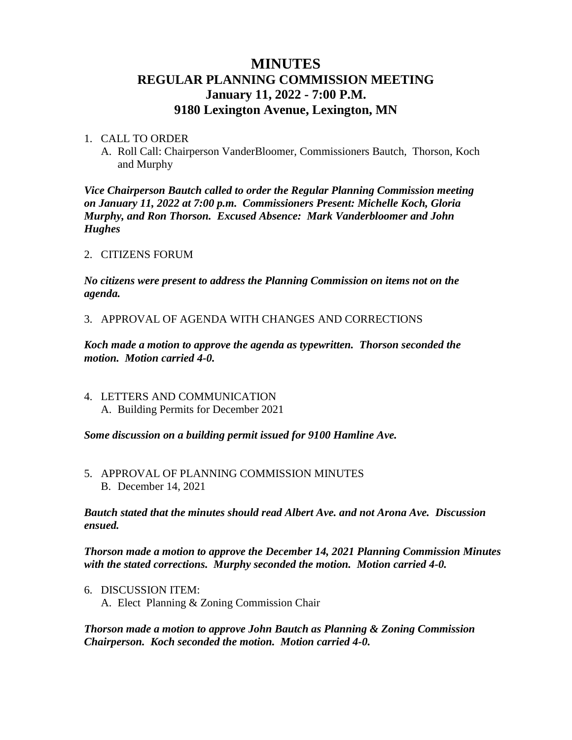# MINUTES
## REGULAR PLANNING COMMISSION MEETING
## January 11, 2022 - 7:00 P.M.
## 9180 Lexington Avenue, Lexington, MN

1. CALL TO ORDER
   A. Roll Call: Chairperson VanderBloomer, Commissioners Bautch, Thorson, Koch and Murphy

***Vice Chairperson Bautch called to order the Regular Planning Commission meeting on January 11, 2022 at 7:00 p.m. Commissioners Present: Michelle Koch, Gloria Murphy, and Ron Thorson. Excused Absence: Mark Vanderbloomer and John Hughes***

2. CITIZENS FORUM

***No citizens were present to address the Planning Commission on items not on the agenda.***

3. APPROVAL OF AGENDA WITH CHANGES AND CORRECTIONS

***Koch made a motion to approve the agenda as typewritten. Thorson seconded the motion. Motion carried 4-0.***

4. LETTERS AND COMMUNICATION
   A. Building Permits for December 2021

***Some discussion on a building permit issued for 9100 Hamline Ave.***

5. APPROVAL OF PLANNING COMMISSION MINUTES
   B. December 14, 2021

***Bautch stated that the minutes should read Albert Ave. and not Arona Ave. Discussion ensued.***

***Thorson made a motion to approve the December 14, 2021 Planning Commission Minutes with the stated corrections. Murphy seconded the motion. Motion carried 4-0.***

6. DISCUSSION ITEM:
   A. Elect Planning & Zoning Commission Chair

***Thorson made a motion to approve John Bautch as Planning & Zoning Commission Chairperson. Koch seconded the motion. Motion carried 4-0.***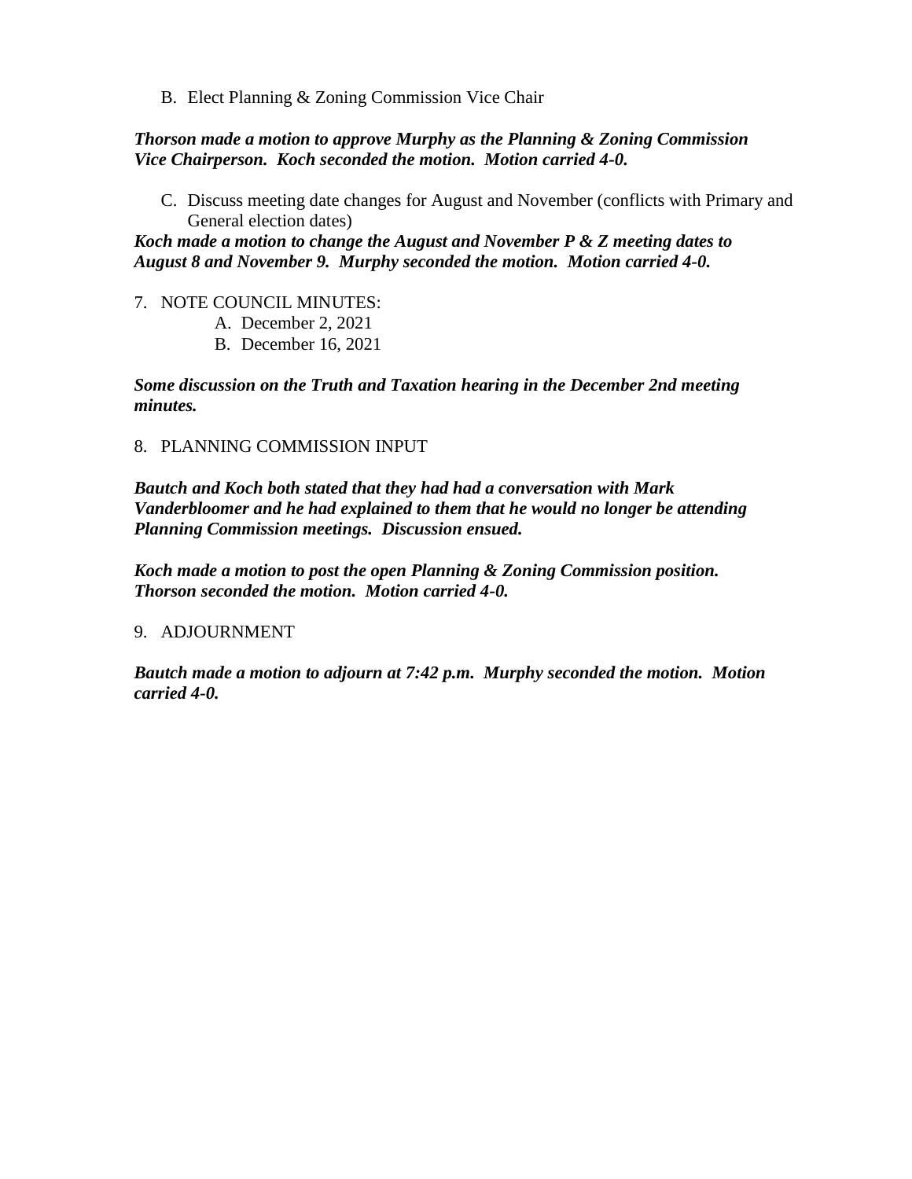B. Elect Planning & Zoning Commission Vice Chair

***Thorson made a motion to approve Murphy as the Planning & Zoning Commission Vice Chairperson. Koch seconded the motion. Motion carried 4-0.***

C. Discuss meeting date changes for August and November (conflicts with Primary and General election dates)

***Koch made a motion to change the August and November P & Z meeting dates to August 8 and November 9. Murphy seconded the motion. Motion carried 4-0.***

7. NOTE COUNCIL MINUTES:
   A. December 2, 2021
   B. December 16, 2021

***Some discussion on the Truth and Taxation hearing in the December 2nd meeting minutes.***

8. PLANNING COMMISSION INPUT

***Bautch and Koch both stated that they had had a conversation with Mark Vanderbloomer and he had explained to them that he would no longer be attending Planning Commission meetings. Discussion ensued.***

***Koch made a motion to post the open Planning & Zoning Commission position. Thorson seconded the motion. Motion carried 4-0.***

9. ADJOURNMENT

***Bautch made a motion to adjourn at 7:42 p.m. Murphy seconded the motion. Motion carried 4-0.***